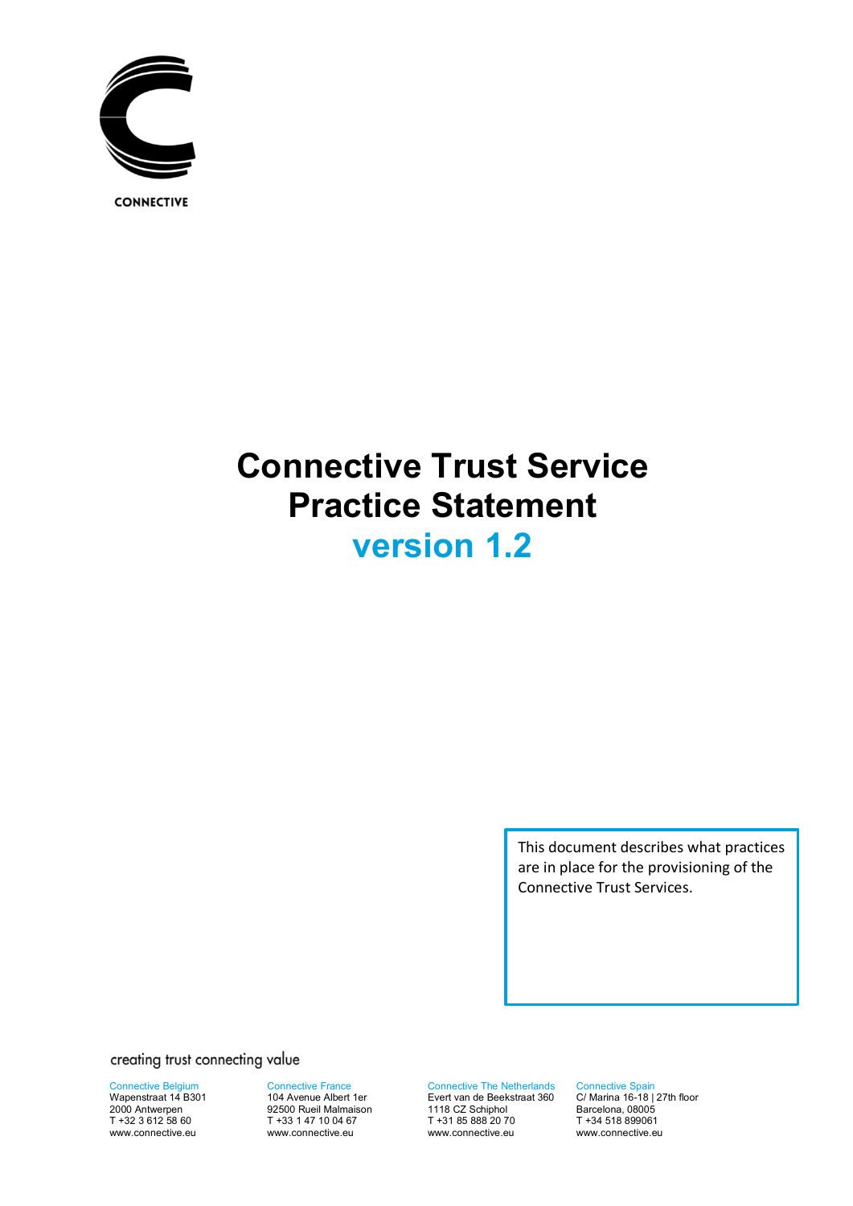CONNECTIVE

# Connective Trust Service Practice Statement
# version 1.2

This document describes what practices are in place for the provisioning of the Connective Trust Services.

creating trust connecting value

Connective Belgium
Wapenstraat 14 B301
2000 Antwerpen
T +32 3 612 58 60
www.connective.eu

Connective France
104 Avenue Albert 1er
92500 Rueil Malmaison
T +33 1 47 10 04 67
www.connective.eu

Connective The Netherlands
Evert van de Beekstraat 360
1118 CZ Schiphol
T +31 85 888 20 70
www.connective.eu

Connective Spain
C/ Marina 16-18 | 27th floor
Barcelona, 08005
T +34 518 899061
www.connective.eu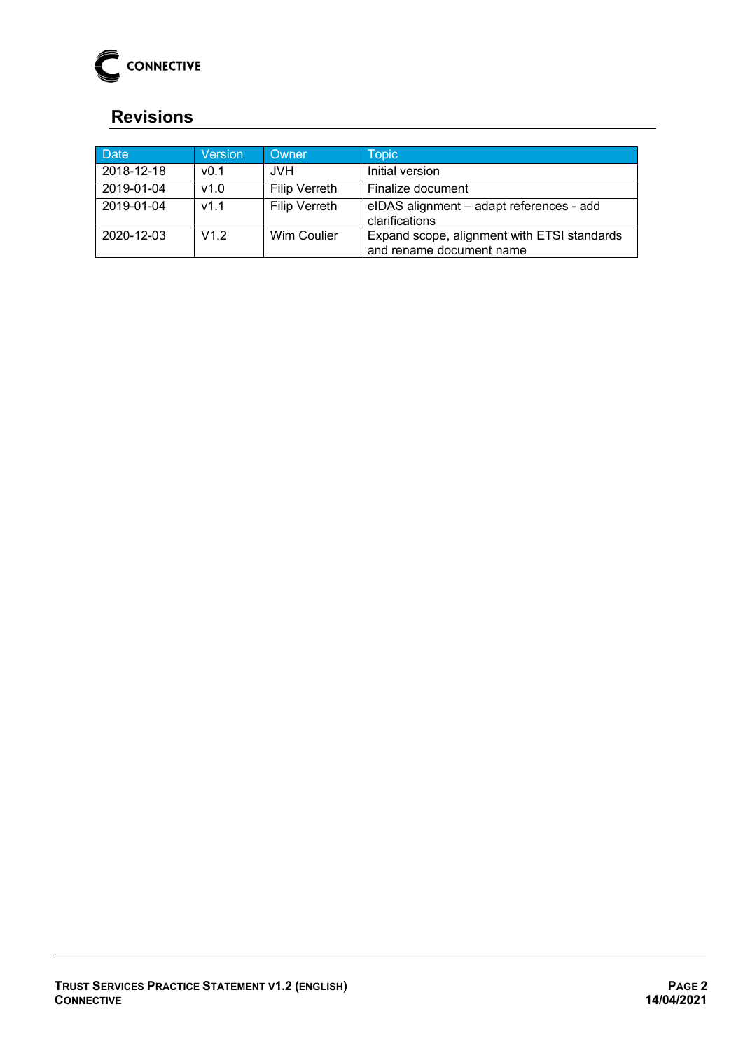## Revisions

| Date | Version | Owner | Topic |
|---|---|---|---|
| 2018-12-18 | v0.1 | JVH | Initial version |
| 2019-01-04 | v1.0 | Filip Verreth | Finalize document |
| 2019-01-04 | v1.1 | Filip Verreth | eIDAS alignment – adapt references - add clarifications |
| 2020-12-03 | V1.2 | Wim Coulier | Expand scope, alignment with ETSI standards and rename document name |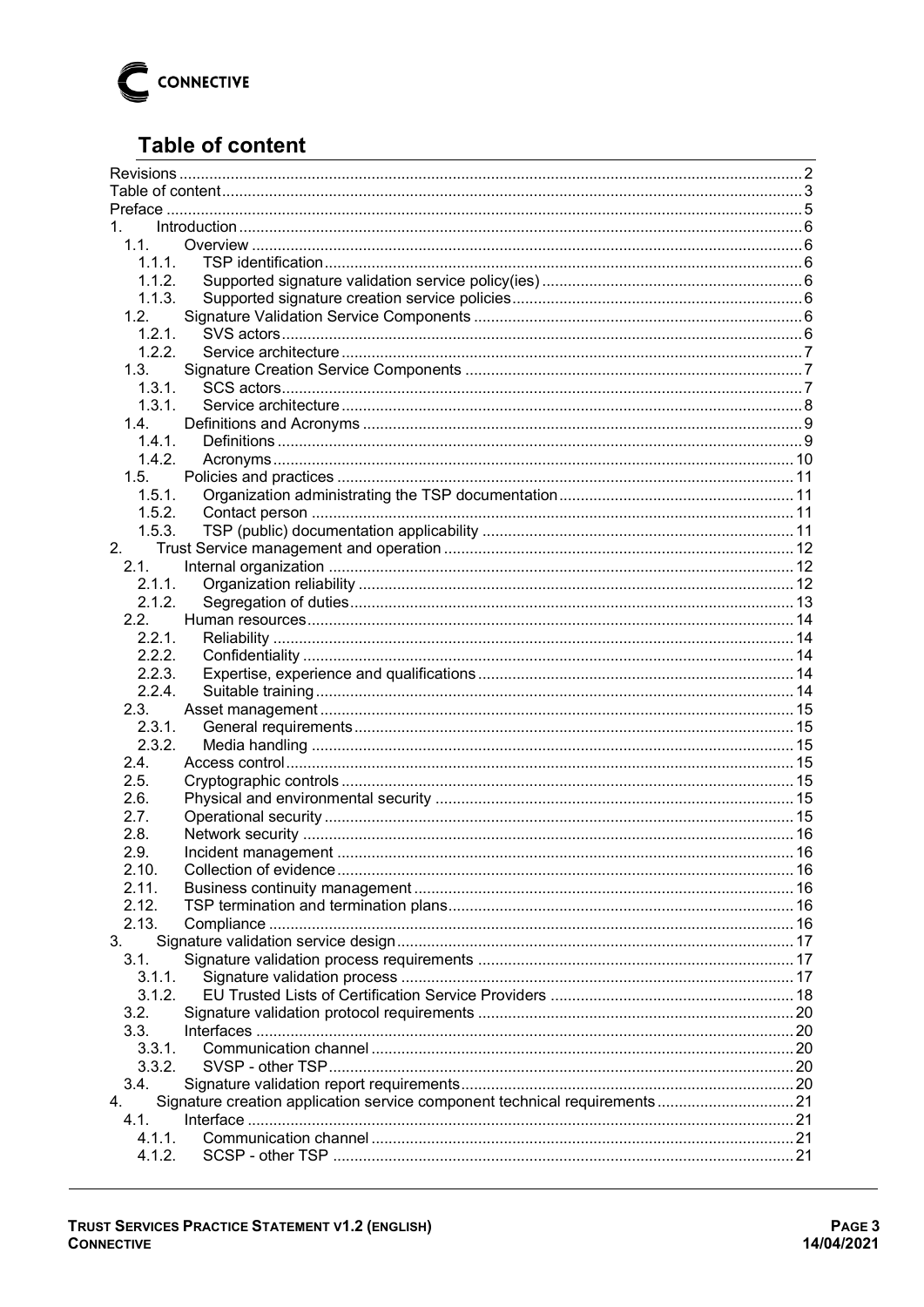## Table of content

Revisions ..... 2
Table of content ..... 3
Preface ..... 5
1. Introduction ..... 6
  1.1. Overview ..... 6
    1.1.1. TSP identification ..... 6
    1.1.2. Supported signature validation service policy(ies) ..... 6
    1.1.3. Supported signature creation service policies ..... 6
  1.2. Signature Validation Service Components ..... 6
    1.2.1. SVS actors ..... 6
    1.2.2. Service architecture ..... 7
  1.3. Signature Creation Service Components ..... 7
    1.3.1. SCS actors ..... 7
    1.3.1. Service architecture ..... 8
  1.4. Definitions and Acronyms ..... 9
    1.4.1. Definitions ..... 9
    1.4.2. Acronyms ..... 10
  1.5. Policies and practices ..... 11
    1.5.1. Organization administrating the TSP documentation ..... 11
    1.5.2. Contact person ..... 11
    1.5.3. TSP (public) documentation applicability ..... 11
2. Trust Service management and operation ..... 12
  2.1. Internal organization ..... 12
    2.1.1. Organization reliability ..... 12
    2.1.2. Segregation of duties ..... 13
  2.2. Human resources ..... 14
    2.2.1. Reliability ..... 14
    2.2.2. Confidentiality ..... 14
    2.2.3. Expertise, experience and qualifications ..... 14
    2.2.4. Suitable training ..... 14
  2.3. Asset management ..... 15
    2.3.1. General requirements ..... 15
    2.3.2. Media handling ..... 15
  2.4. Access control ..... 15
  2.5. Cryptographic controls ..... 15
  2.6. Physical and environmental security ..... 15
  2.7. Operational security ..... 15
  2.8. Network security ..... 16
  2.9. Incident management ..... 16
  2.10. Collection of evidence ..... 16
  2.11. Business continuity management ..... 16
  2.12. TSP termination and termination plans ..... 16
  2.13. Compliance ..... 16
3. Signature validation service design ..... 17
  3.1. Signature validation process requirements ..... 17
    3.1.1. Signature validation process ..... 17
    3.1.2. EU Trusted Lists of Certification Service Providers ..... 18
  3.2. Signature validation protocol requirements ..... 20
  3.3. Interfaces ..... 20
    3.3.1. Communication channel ..... 20
    3.3.2. SVSP - other TSP ..... 20
  3.4. Signature validation report requirements ..... 20
4. Signature creation application service component technical requirements ..... 21
  4.1. Interface ..... 21
    4.1.1. Communication channel ..... 21
    4.1.2. SCSP - other TSP ..... 21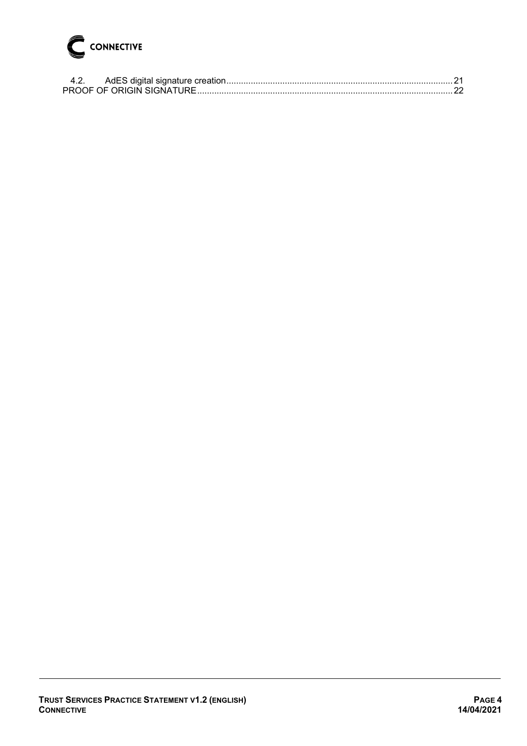4.2. AdES digital signature creation ........ 21
PROOF OF ORIGIN SIGNATURE ........ 22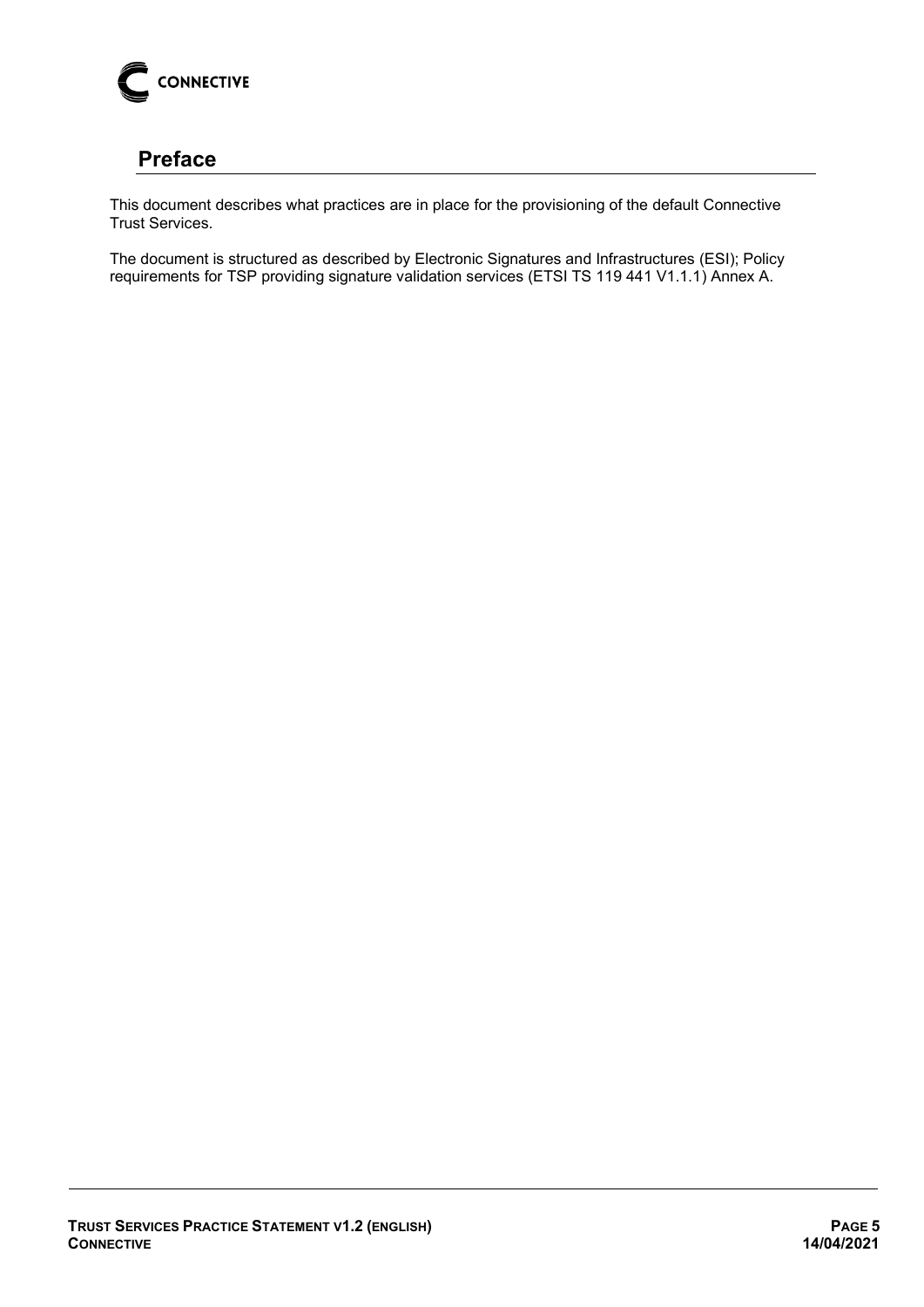## Preface

This document describes what practices are in place for the provisioning of the default Connective Trust Services.

The document is structured as described by Electronic Signatures and Infrastructures (ESI); Policy requirements for TSP providing signature validation services (ETSI TS 119 441 V1.1.1) Annex A.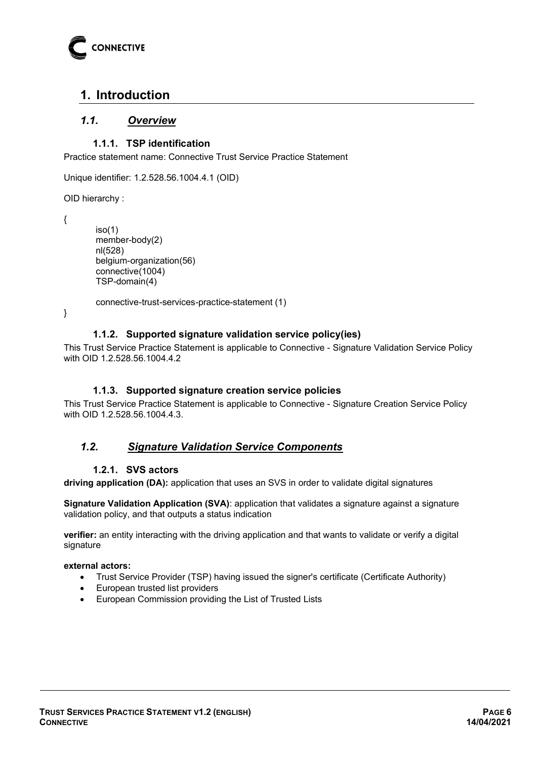# 1. Introduction

## *1.1. Overview*

### 1.1.1. TSP identification

Practice statement name: Connective Trust Service Practice Statement

Unique identifier: 1.2.528.56.1004.4.1 (OID)

OID hierarchy :

```
{
        iso(1)
        member-body(2)
        nl(528)
        belgium-organization(56)
        connective(1004)
        TSP-domain(4)

        connective-trust-services-practice-statement (1)
}
```

### 1.1.2. Supported signature validation service policy(ies)

This Trust Service Practice Statement is applicable to Connective - Signature Validation Service Policy with OID 1.2.528.56.1004.4.2

### 1.1.3. Supported signature creation service policies

This Trust Service Practice Statement is applicable to Connective - Signature Creation Service Policy with OID 1.2.528.56.1004.4.3.

## *1.2. Signature Validation Service Components*

### 1.2.1. SVS actors

**driving application (DA):** application that uses an SVS in order to validate digital signatures

**Signature Validation Application (SVA)**: application that validates a signature against a signature validation policy, and that outputs a status indication

**verifier:** an entity interacting with the driving application and that wants to validate or verify a digital signature

**external actors:**

- Trust Service Provider (TSP) having issued the signer's certificate (Certificate Authority)
- European trusted list providers
- European Commission providing the List of Trusted Lists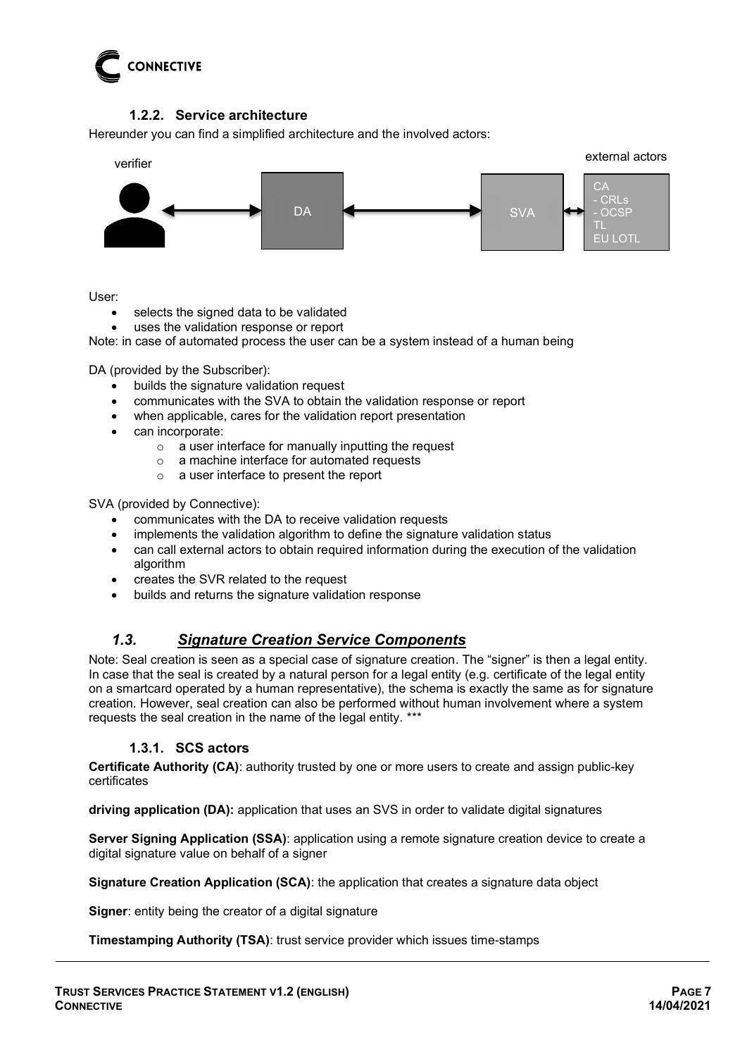#### 1.2.2. Service architecture

Hereunder you can find a simplified architecture and the involved actors:

verifier

DA

SVA

external actors

CA
- CRLs
- OCSP
TL
EU LOTL

User:

- selects the signed data to be validated
- uses the validation response or report

Note: in case of automated process the user can be a system instead of a human being

DA (provided by the Subscriber):

- builds the signature validation request
- communicates with the SVA to obtain the validation response or report
- when applicable, cares for the validation report presentation
- can incorporate:
    - a user interface for manually inputting the request
    - a machine interface for automated requests
    - a user interface to present the report

SVA (provided by Connective):

- communicates with the DA to receive validation requests
- implements the validation algorithm to define the signature validation status
- can call external actors to obtain required information during the execution of the validation algorithm
- creates the SVR related to the request
- builds and returns the signature validation response

### *1.3. Signature Creation Service Components*

Note: Seal creation is seen as a special case of signature creation. The "signer" is then a legal entity. In case that the seal is created by a natural person for a legal entity (e.g. certificate of the legal entity on a smartcard operated by a human representative), the schema is exactly the same as for signature creation. However, seal creation can also be performed without human involvement where a system requests the seal creation in the name of the legal entity. ***

#### 1.3.1. SCS actors

**Certificate Authority (CA)**: authority trusted by one or more users to create and assign public-key certificates

**driving application (DA):** application that uses an SVS in order to validate digital signatures

**Server Signing Application (SSA)**: application using a remote signature creation device to create a digital signature value on behalf of a signer

**Signature Creation Application (SCA)**: the application that creates a signature data object

**Signer**: entity being the creator of a digital signature

**Timestamping Authority (TSA)**: trust service provider which issues time-stamps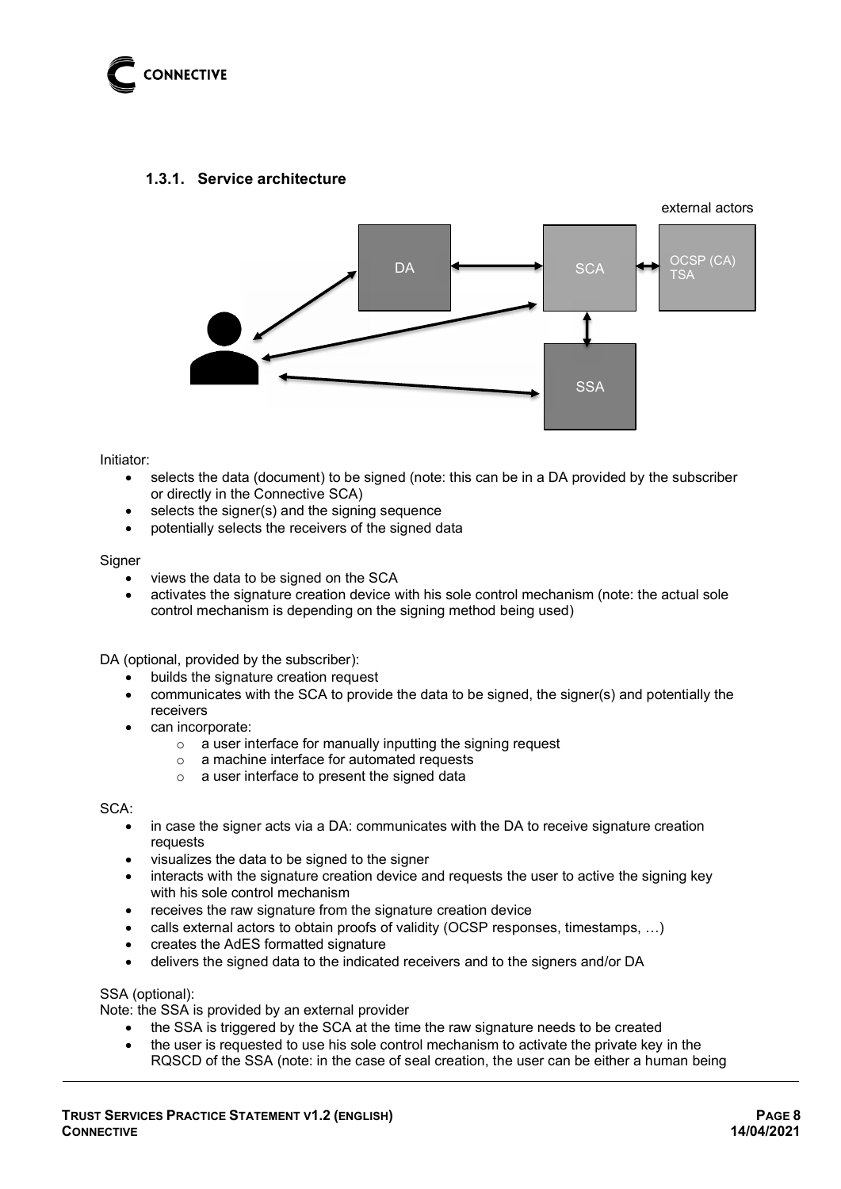### 1.3.1. Service architecture

Initiator:

- selects the data (document) to be signed (note: this can be in a DA provided by the subscriber or directly in the Connective SCA)
- selects the signer(s) and the signing sequence
- potentially selects the receivers of the signed data

Signer

- views the data to be signed on the SCA
- activates the signature creation device with his sole control mechanism (note: the actual sole control mechanism is depending on the signing method being used)

DA (optional, provided by the subscriber):

- builds the signature creation request
- communicates with the SCA to provide the data to be signed, the signer(s) and potentially the receivers
- can incorporate:
  - a user interface for manually inputting the signing request
  - a machine interface for automated requests
  - a user interface to present the signed data

SCA:

- in case the signer acts via a DA: communicates with the DA to receive signature creation requests
- visualizes the data to be signed to the signer
- interacts with the signature creation device and requests the user to active the signing key with his sole control mechanism
- receives the raw signature from the signature creation device
- calls external actors to obtain proofs of validity (OCSP responses, timestamps, …)
- creates the AdES formatted signature
- delivers the signed data to the indicated receivers and to the signers and/or DA

SSA (optional):

Note: the SSA is provided by an external provider

- the SSA is triggered by the SCA at the time the raw signature needs to be created
- the user is requested to use his sole control mechanism to activate the private key in the RQSCD of the SSA (note: in the case of seal creation, the user can be either a human being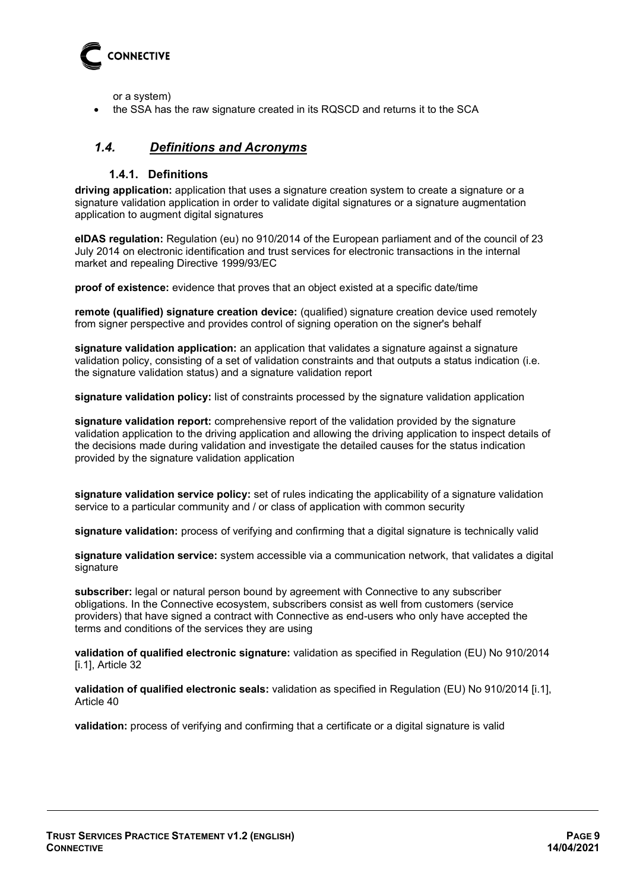or a system)

- the SSA has the raw signature created in its RQSCD and returns it to the SCA

## *1.4. Definitions and Acronyms*

### 1.4.1. Definitions

**driving application:** application that uses a signature creation system to create a signature or a signature validation application in order to validate digital signatures or a signature augmentation application to augment digital signatures

**eIDAS regulation:** Regulation (eu) no 910/2014 of the European parliament and of the council of 23 July 2014 on electronic identification and trust services for electronic transactions in the internal market and repealing Directive 1999/93/EC

**proof of existence:** evidence that proves that an object existed at a specific date/time

**remote (qualified) signature creation device:** (qualified) signature creation device used remotely from signer perspective and provides control of signing operation on the signer's behalf

**signature validation application:** an application that validates a signature against a signature validation policy, consisting of a set of validation constraints and that outputs a status indication (i.e. the signature validation status) and a signature validation report

**signature validation policy:** list of constraints processed by the signature validation application

**signature validation report:** comprehensive report of the validation provided by the signature validation application to the driving application and allowing the driving application to inspect details of the decisions made during validation and investigate the detailed causes for the status indication provided by the signature validation application

**signature validation service policy:** set of rules indicating the applicability of a signature validation service to a particular community and / or class of application with common security

**signature validation:** process of verifying and confirming that a digital signature is technically valid

**signature validation service:** system accessible via a communication network, that validates a digital signature

**subscriber:** legal or natural person bound by agreement with Connective to any subscriber obligations. In the Connective ecosystem, subscribers consist as well from customers (service providers) that have signed a contract with Connective as end-users who only have accepted the terms and conditions of the services they are using

**validation of qualified electronic signature:** validation as specified in Regulation (EU) No 910/2014 [i.1], Article 32

**validation of qualified electronic seals:** validation as specified in Regulation (EU) No 910/2014 [i.1], Article 40

**validation:** process of verifying and confirming that a certificate or a digital signature is valid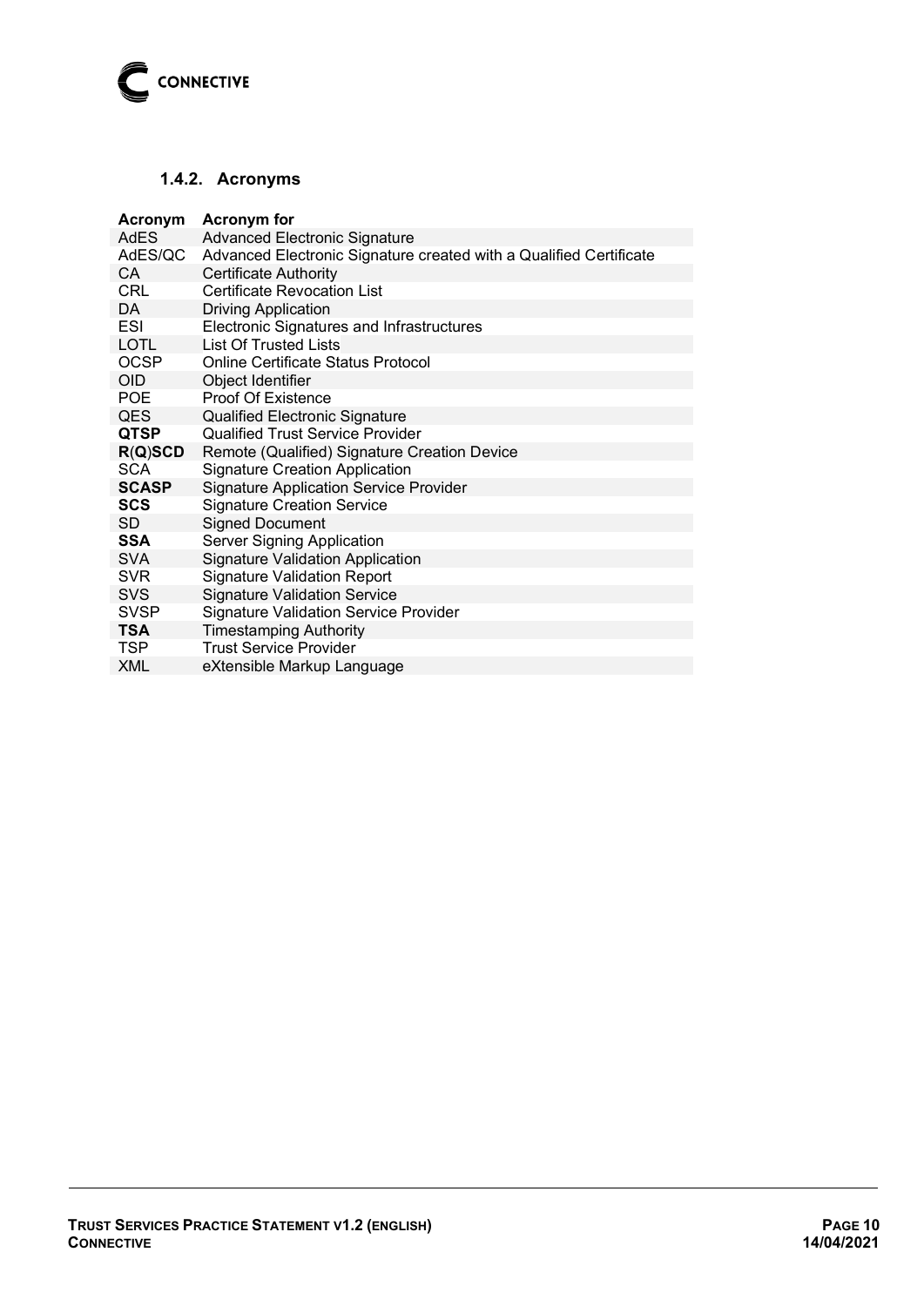### 1.4.2. Acronyms

| Acronym | Acronym for |
|---|---|
| AdES | Advanced Electronic Signature |
| AdES/QC | Advanced Electronic Signature created with a Qualified Certificate |
| CA | Certificate Authority |
| CRL | Certificate Revocation List |
| DA | Driving Application |
| ESI | Electronic Signatures and Infrastructures |
| LOTL | List Of Trusted Lists |
| OCSP | Online Certificate Status Protocol |
| OID | Object Identifier |
| POE | Proof Of Existence |
| QES | Qualified Electronic Signature |
| **QTSP** | Qualified Trust Service Provider |
| **R**(**Q**)**SCD** | Remote (Qualified) Signature Creation Device |
| SCA | Signature Creation Application |
| **SCASP** | Signature Application Service Provider |
| **SCS** | Signature Creation Service |
| SD | Signed Document |
| **SSA** | Server Signing Application |
| SVA | Signature Validation Application |
| SVR | Signature Validation Report |
| SVS | Signature Validation Service |
| SVSP | Signature Validation Service Provider |
| **TSA** | Timestamping Authority |
| TSP | Trust Service Provider |
| XML | eXtensible Markup Language |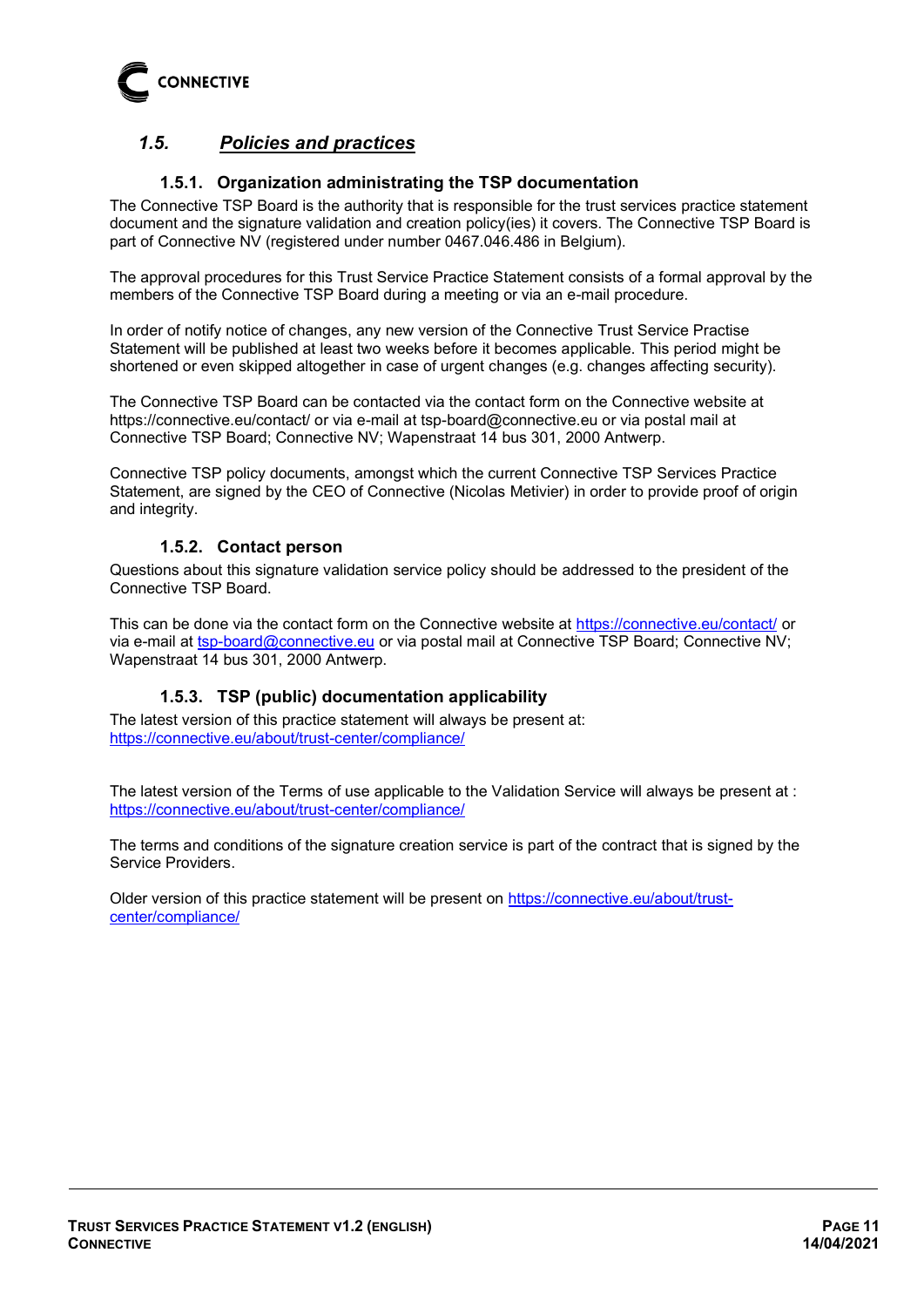## *1.5. Policies and practices*

### 1.5.1. Organization administrating the TSP documentation

The Connective TSP Board is the authority that is responsible for the trust services practice statement document and the signature validation and creation policy(ies) it covers. The Connective TSP Board is part of Connective NV (registered under number 0467.046.486 in Belgium).

The approval procedures for this Trust Service Practice Statement consists of a formal approval by the members of the Connective TSP Board during a meeting or via an e-mail procedure.

In order of notify notice of changes, any new version of the Connective Trust Service Practise Statement will be published at least two weeks before it becomes applicable. This period might be shortened or even skipped altogether in case of urgent changes (e.g. changes affecting security).

The Connective TSP Board can be contacted via the contact form on the Connective website at https://connective.eu/contact/ or via e-mail at tsp-board@connective.eu or via postal mail at Connective TSP Board; Connective NV; Wapenstraat 14 bus 301, 2000 Antwerp.

Connective TSP policy documents, amongst which the current Connective TSP Services Practice Statement, are signed by the CEO of Connective (Nicolas Metivier) in order to provide proof of origin and integrity.

### 1.5.2. Contact person

Questions about this signature validation service policy should be addressed to the president of the Connective TSP Board.

This can be done via the contact form on the Connective website at https://connective.eu/contact/ or via e-mail at tsp-board@connective.eu or via postal mail at Connective TSP Board; Connective NV; Wapenstraat 14 bus 301, 2000 Antwerp.

### 1.5.3. TSP (public) documentation applicability

The latest version of this practice statement will always be present at:
https://connective.eu/about/trust-center/compliance/

The latest version of the Terms of use applicable to the Validation Service will always be present at :
https://connective.eu/about/trust-center/compliance/

The terms and conditions of the signature creation service is part of the contract that is signed by the Service Providers.

Older version of this practice statement will be present on https://connective.eu/about/trust-center/compliance/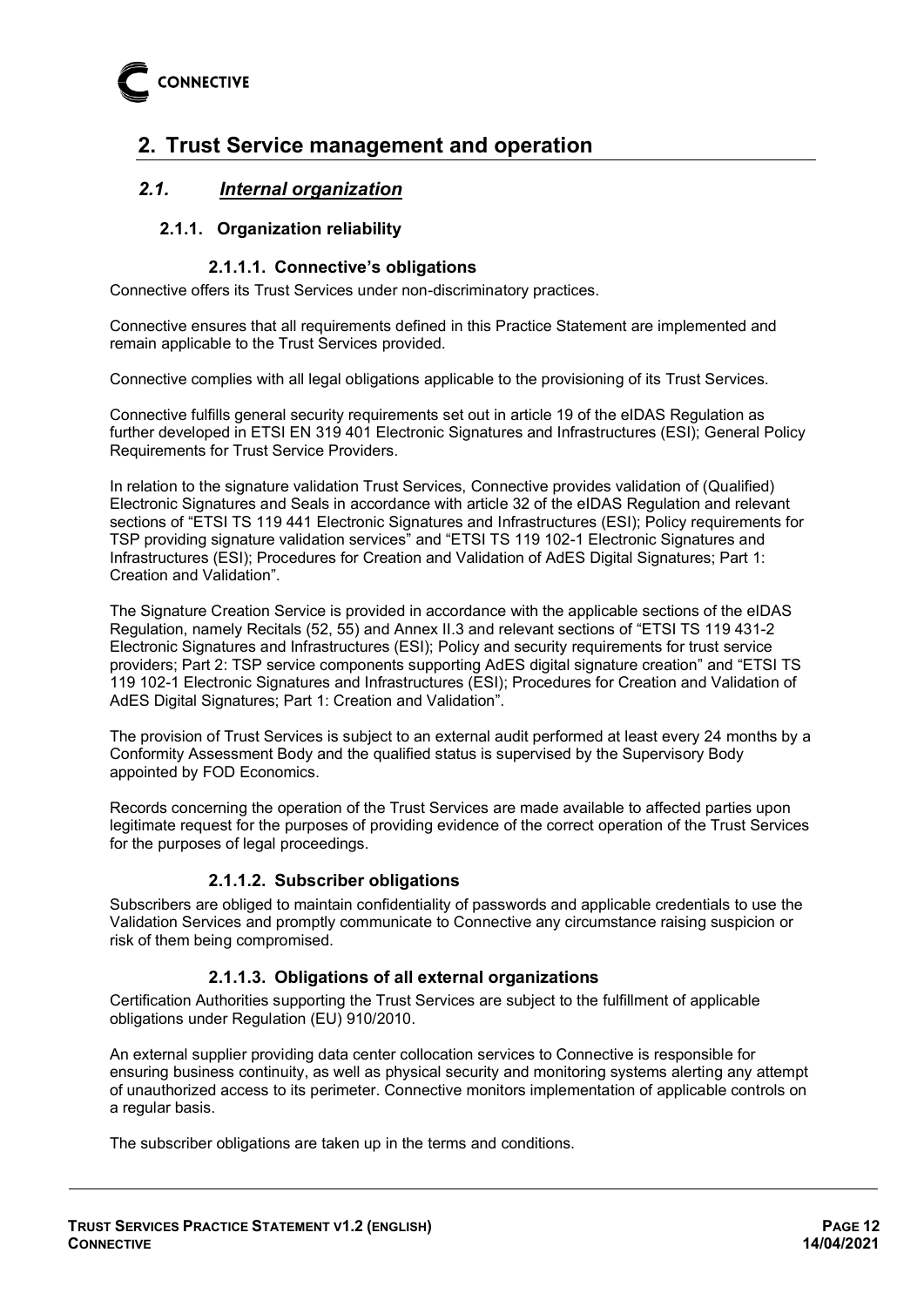# 2. Trust Service management and operation

## 2.1. *Internal organization*

### 2.1.1. Organization reliability

#### 2.1.1.1. Connective's obligations

Connective offers its Trust Services under non-discriminatory practices.

Connective ensures that all requirements defined in this Practice Statement are implemented and remain applicable to the Trust Services provided.

Connective complies with all legal obligations applicable to the provisioning of its Trust Services.

Connective fulfills general security requirements set out in article 19 of the eIDAS Regulation as further developed in ETSI EN 319 401 Electronic Signatures and Infrastructures (ESI); General Policy Requirements for Trust Service Providers.

In relation to the signature validation Trust Services, Connective provides validation of (Qualified) Electronic Signatures and Seals in accordance with article 32 of the eIDAS Regulation and relevant sections of "ETSI TS 119 441 Electronic Signatures and Infrastructures (ESI); Policy requirements for TSP providing signature validation services" and "ETSI TS 119 102-1 Electronic Signatures and Infrastructures (ESI); Procedures for Creation and Validation of AdES Digital Signatures; Part 1: Creation and Validation".

The Signature Creation Service is provided in accordance with the applicable sections of the eIDAS Regulation, namely Recitals (52, 55) and Annex II.3 and relevant sections of "ETSI TS 119 431-2 Electronic Signatures and Infrastructures (ESI); Policy and security requirements for trust service providers; Part 2: TSP service components supporting AdES digital signature creation" and "ETSI TS 119 102-1 Electronic Signatures and Infrastructures (ESI); Procedures for Creation and Validation of AdES Digital Signatures; Part 1: Creation and Validation".

The provision of Trust Services is subject to an external audit performed at least every 24 months by a Conformity Assessment Body and the qualified status is supervised by the Supervisory Body appointed by FOD Economics.

Records concerning the operation of the Trust Services are made available to affected parties upon legitimate request for the purposes of providing evidence of the correct operation of the Trust Services for the purposes of legal proceedings.

#### 2.1.1.2. Subscriber obligations

Subscribers are obliged to maintain confidentiality of passwords and applicable credentials to use the Validation Services and promptly communicate to Connective any circumstance raising suspicion or risk of them being compromised.

#### 2.1.1.3. Obligations of all external organizations

Certification Authorities supporting the Trust Services are subject to the fulfillment of applicable obligations under Regulation (EU) 910/2010.

An external supplier providing data center collocation services to Connective is responsible for ensuring business continuity, as well as physical security and monitoring systems alerting any attempt of unauthorized access to its perimeter. Connective monitors implementation of applicable controls on a regular basis.

The subscriber obligations are taken up in the terms and conditions.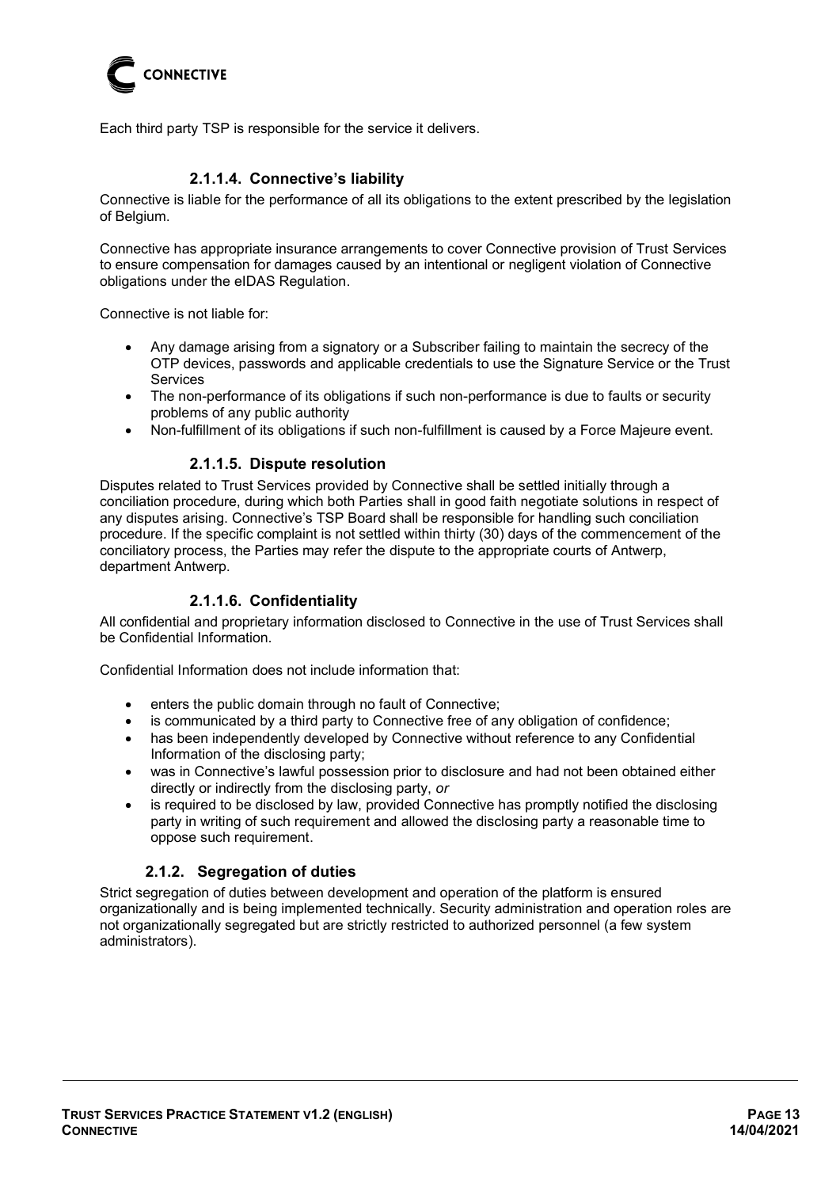Each third party TSP is responsible for the service it delivers.

#### 2.1.1.4. Connective's liability

Connective is liable for the performance of all its obligations to the extent prescribed by the legislation of Belgium.

Connective has appropriate insurance arrangements to cover Connective provision of Trust Services to ensure compensation for damages caused by an intentional or negligent violation of Connective obligations under the eIDAS Regulation.

Connective is not liable for:

- Any damage arising from a signatory or a Subscriber failing to maintain the secrecy of the OTP devices, passwords and applicable credentials to use the Signature Service or the Trust Services
- The non-performance of its obligations if such non-performance is due to faults or security problems of any public authority
- Non-fulfillment of its obligations if such non-fulfillment is caused by a Force Majeure event.

#### 2.1.1.5. Dispute resolution

Disputes related to Trust Services provided by Connective shall be settled initially through a conciliation procedure, during which both Parties shall in good faith negotiate solutions in respect of any disputes arising. Connective's TSP Board shall be responsible for handling such conciliation procedure. If the specific complaint is not settled within thirty (30) days of the commencement of the conciliatory process, the Parties may refer the dispute to the appropriate courts of Antwerp, department Antwerp.

#### 2.1.1.6. Confidentiality

All confidential and proprietary information disclosed to Connective in the use of Trust Services shall be Confidential Information.

Confidential Information does not include information that:

- enters the public domain through no fault of Connective;
- is communicated by a third party to Connective free of any obligation of confidence;
- has been independently developed by Connective without reference to any Confidential Information of the disclosing party;
- was in Connective's lawful possession prior to disclosure and had not been obtained either directly or indirectly from the disclosing party, *or*
- is required to be disclosed by law, provided Connective has promptly notified the disclosing party in writing of such requirement and allowed the disclosing party a reasonable time to oppose such requirement.

### 2.1.2. Segregation of duties

Strict segregation of duties between development and operation of the platform is ensured organizationally and is being implemented technically. Security administration and operation roles are not organizationally segregated but are strictly restricted to authorized personnel (a few system administrators).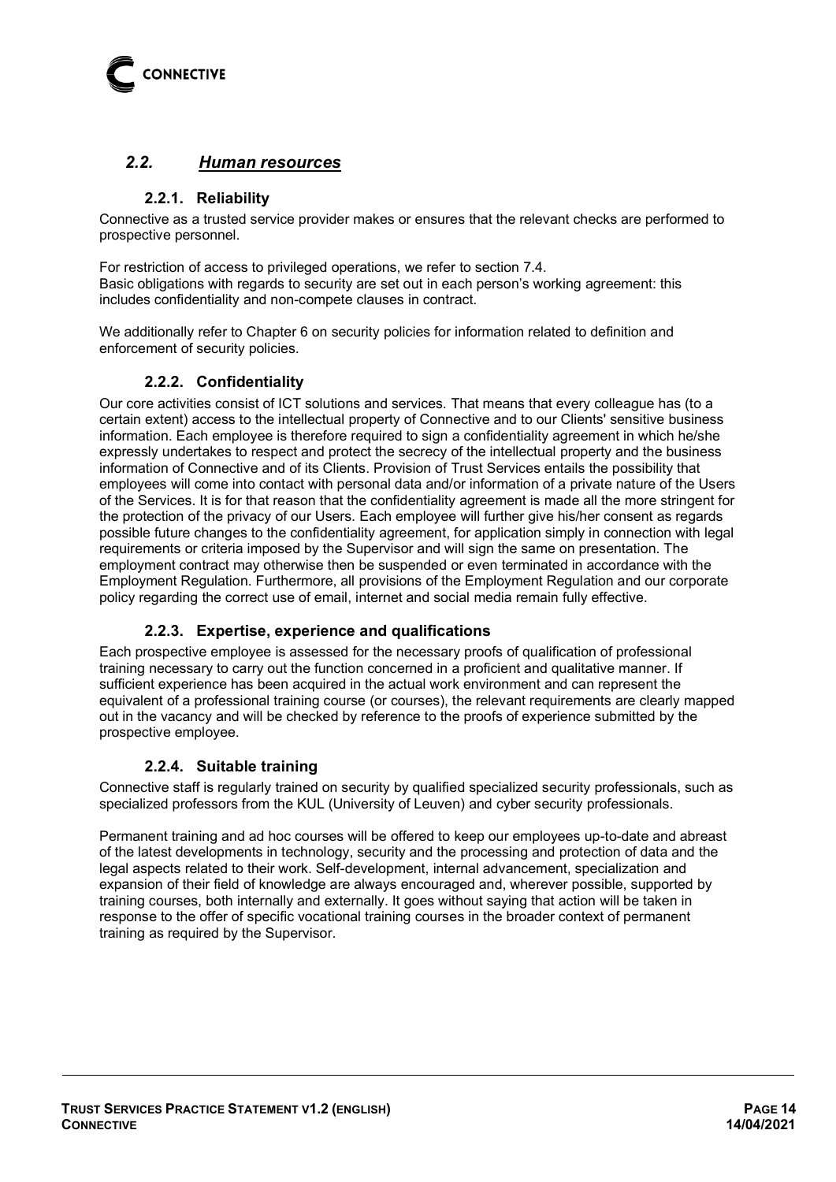## *2.2. Human resources*

### 2.2.1. Reliability

Connective as a trusted service provider makes or ensures that the relevant checks are performed to prospective personnel.

For restriction of access to privileged operations, we refer to section 7.4.
Basic obligations with regards to security are set out in each person's working agreement: this includes confidentiality and non-compete clauses in contract.

We additionally refer to Chapter 6 on security policies for information related to definition and enforcement of security policies.

### 2.2.2. Confidentiality

Our core activities consist of ICT solutions and services. That means that every colleague has (to a certain extent) access to the intellectual property of Connective and to our Clients' sensitive business information. Each employee is therefore required to sign a confidentiality agreement in which he/she expressly undertakes to respect and protect the secrecy of the intellectual property and the business information of Connective and of its Clients. Provision of Trust Services entails the possibility that employees will come into contact with personal data and/or information of a private nature of the Users of the Services. It is for that reason that the confidentiality agreement is made all the more stringent for the protection of the privacy of our Users. Each employee will further give his/her consent as regards possible future changes to the confidentiality agreement, for application simply in connection with legal requirements or criteria imposed by the Supervisor and will sign the same on presentation. The employment contract may otherwise then be suspended or even terminated in accordance with the Employment Regulation. Furthermore, all provisions of the Employment Regulation and our corporate policy regarding the correct use of email, internet and social media remain fully effective.

### 2.2.3. Expertise, experience and qualifications

Each prospective employee is assessed for the necessary proofs of qualification of professional training necessary to carry out the function concerned in a proficient and qualitative manner. If sufficient experience has been acquired in the actual work environment and can represent the equivalent of a professional training course (or courses), the relevant requirements are clearly mapped out in the vacancy and will be checked by reference to the proofs of experience submitted by the prospective employee.

### 2.2.4. Suitable training

Connective staff is regularly trained on security by qualified specialized security professionals, such as specialized professors from the KUL (University of Leuven) and cyber security professionals.

Permanent training and ad hoc courses will be offered to keep our employees up-to-date and abreast of the latest developments in technology, security and the processing and protection of data and the legal aspects related to their work. Self-development, internal advancement, specialization and expansion of their field of knowledge are always encouraged and, wherever possible, supported by training courses, both internally and externally. It goes without saying that action will be taken in response to the offer of specific vocational training courses in the broader context of permanent training as required by the Supervisor.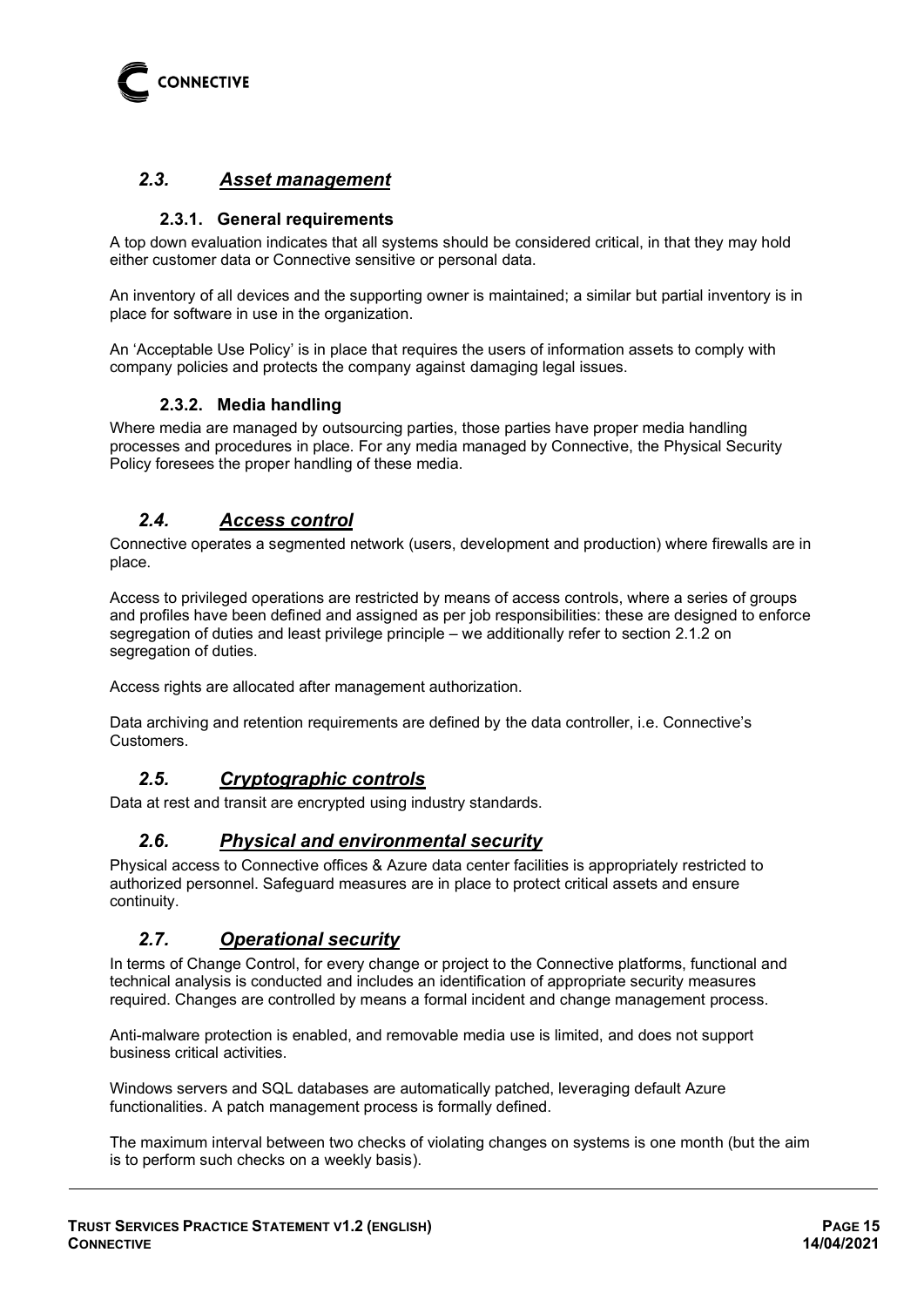## 2.3. Asset management

### 2.3.1. General requirements

A top down evaluation indicates that all systems should be considered critical, in that they may hold either customer data or Connective sensitive or personal data.

An inventory of all devices and the supporting owner is maintained; a similar but partial inventory is in place for software in use in the organization.

An 'Acceptable Use Policy' is in place that requires the users of information assets to comply with company policies and protects the company against damaging legal issues.

### 2.3.2. Media handling

Where media are managed by outsourcing parties, those parties have proper media handling processes and procedures in place. For any media managed by Connective, the Physical Security Policy foresees the proper handling of these media.

## 2.4. Access control

Connective operates a segmented network (users, development and production) where firewalls are in place.

Access to privileged operations are restricted by means of access controls, where a series of groups and profiles have been defined and assigned as per job responsibilities: these are designed to enforce segregation of duties and least privilege principle – we additionally refer to section 2.1.2 on segregation of duties.

Access rights are allocated after management authorization.

Data archiving and retention requirements are defined by the data controller, i.e. Connective's Customers.

## 2.5. Cryptographic controls

Data at rest and transit are encrypted using industry standards.

## 2.6. Physical and environmental security

Physical access to Connective offices & Azure data center facilities is appropriately restricted to authorized personnel. Safeguard measures are in place to protect critical assets and ensure continuity.

## 2.7. Operational security

In terms of Change Control, for every change or project to the Connective platforms, functional and technical analysis is conducted and includes an identification of appropriate security measures required. Changes are controlled by means a formal incident and change management process.

Anti-malware protection is enabled, and removable media use is limited, and does not support business critical activities.

Windows servers and SQL databases are automatically patched, leveraging default Azure functionalities. A patch management process is formally defined.

The maximum interval between two checks of violating changes on systems is one month (but the aim is to perform such checks on a weekly basis).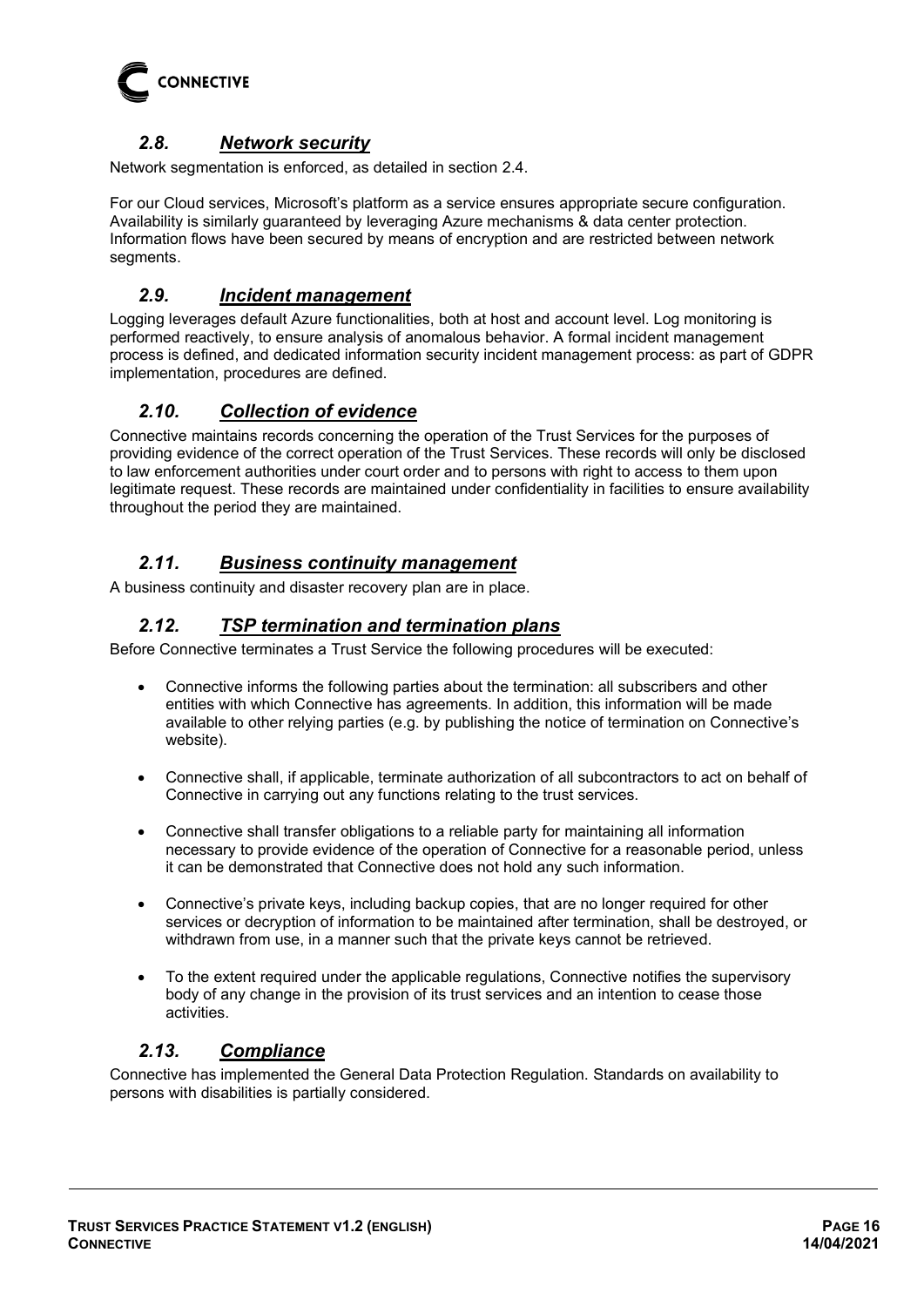## *2.8. Network security*

Network segmentation is enforced, as detailed in section 2.4.

For our Cloud services, Microsoft's platform as a service ensures appropriate secure configuration. Availability is similarly guaranteed by leveraging Azure mechanisms & data center protection. Information flows have been secured by means of encryption and are restricted between network segments.

## *2.9. Incident management*

Logging leverages default Azure functionalities, both at host and account level. Log monitoring is performed reactively, to ensure analysis of anomalous behavior. A formal incident management process is defined, and dedicated information security incident management process: as part of GDPR implementation, procedures are defined.

## *2.10. Collection of evidence*

Connective maintains records concerning the operation of the Trust Services for the purposes of providing evidence of the correct operation of the Trust Services. These records will only be disclosed to law enforcement authorities under court order and to persons with right to access to them upon legitimate request. These records are maintained under confidentiality in facilities to ensure availability throughout the period they are maintained.

## *2.11. Business continuity management*

A business continuity and disaster recovery plan are in place.

## *2.12. TSP termination and termination plans*

Before Connective terminates a Trust Service the following procedures will be executed:

- Connective informs the following parties about the termination: all subscribers and other entities with which Connective has agreements. In addition, this information will be made available to other relying parties (e.g. by publishing the notice of termination on Connective's website).
- Connective shall, if applicable, terminate authorization of all subcontractors to act on behalf of Connective in carrying out any functions relating to the trust services.
- Connective shall transfer obligations to a reliable party for maintaining all information necessary to provide evidence of the operation of Connective for a reasonable period, unless it can be demonstrated that Connective does not hold any such information.
- Connective's private keys, including backup copies, that are no longer required for other services or decryption of information to be maintained after termination, shall be destroyed, or withdrawn from use, in a manner such that the private keys cannot be retrieved.
- To the extent required under the applicable regulations, Connective notifies the supervisory body of any change in the provision of its trust services and an intention to cease those activities.

## *2.13. Compliance*

Connective has implemented the General Data Protection Regulation. Standards on availability to persons with disabilities is partially considered.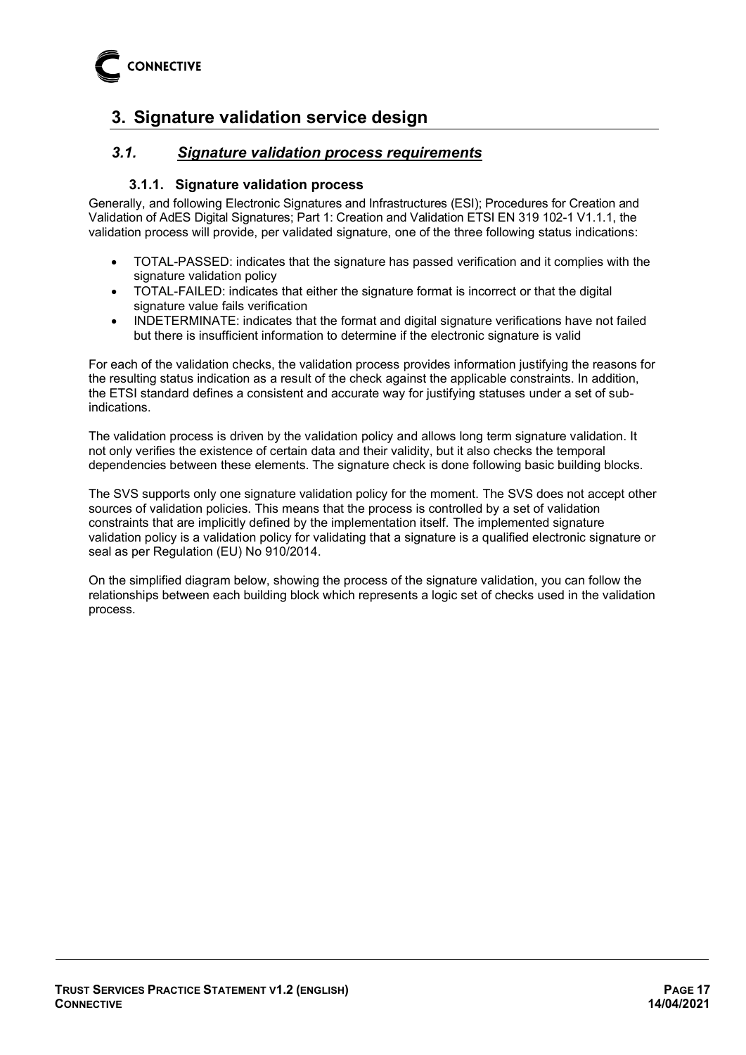# 3. Signature validation service design

## *3.1. Signature validation process requirements*

### 3.1.1. Signature validation process

Generally, and following Electronic Signatures and Infrastructures (ESI); Procedures for Creation and Validation of AdES Digital Signatures; Part 1: Creation and Validation ETSI EN 319 102-1 V1.1.1, the validation process will provide, per validated signature, one of the three following status indications:

- TOTAL-PASSED: indicates that the signature has passed verification and it complies with the signature validation policy
- TOTAL-FAILED: indicates that either the signature format is incorrect or that the digital signature value fails verification
- INDETERMINATE: indicates that the format and digital signature verifications have not failed but there is insufficient information to determine if the electronic signature is valid

For each of the validation checks, the validation process provides information justifying the reasons for the resulting status indication as a result of the check against the applicable constraints. In addition, the ETSI standard defines a consistent and accurate way for justifying statuses under a set of sub-indications.

The validation process is driven by the validation policy and allows long term signature validation. It not only verifies the existence of certain data and their validity, but it also checks the temporal dependencies between these elements. The signature check is done following basic building blocks.

The SVS supports only one signature validation policy for the moment. The SVS does not accept other sources of validation policies. This means that the process is controlled by a set of validation constraints that are implicitly defined by the implementation itself. The implemented signature validation policy is a validation policy for validating that a signature is a qualified electronic signature or seal as per Regulation (EU) No 910/2014.

On the simplified diagram below, showing the process of the signature validation, you can follow the relationships between each building block which represents a logic set of checks used in the validation process.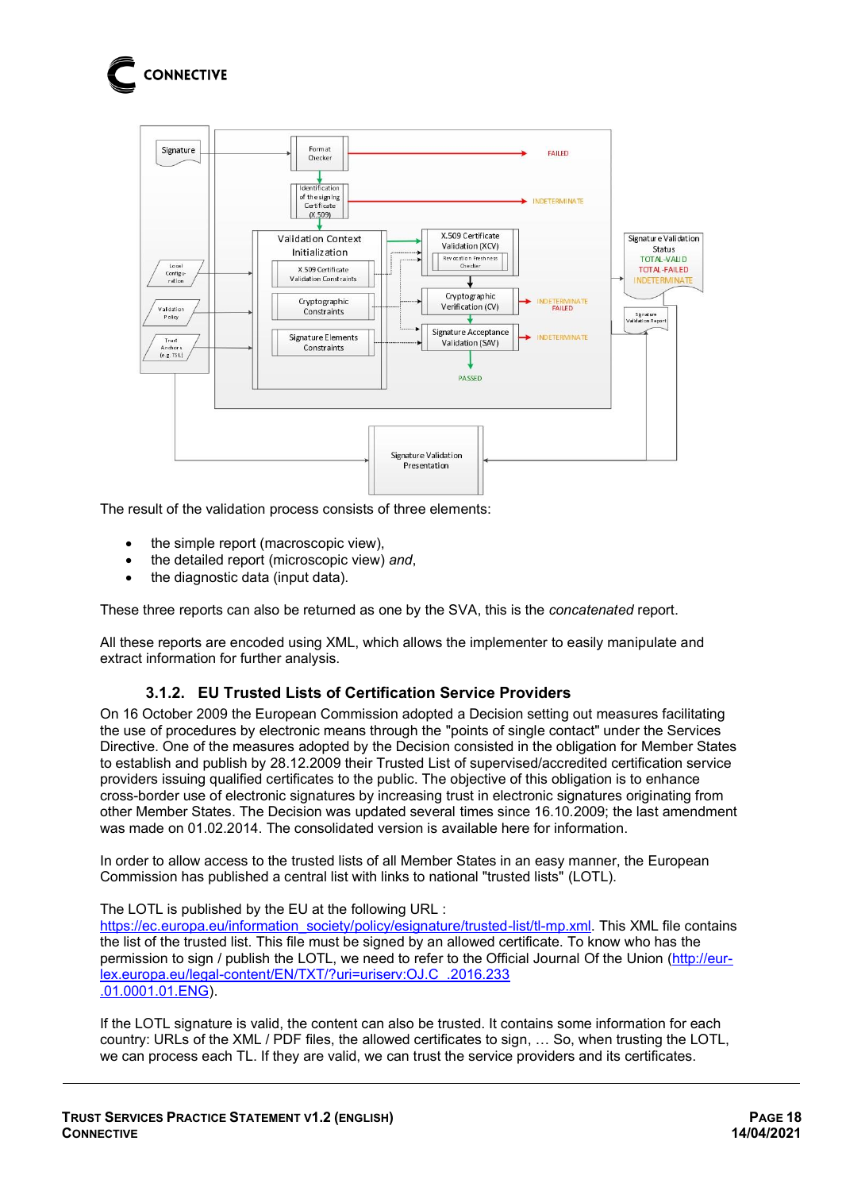The result of the validation process consists of three elements:

- the simple report (macroscopic view),
- the detailed report (microscopic view) *and*,
- the diagnostic data (input data).

These three reports can also be returned as one by the SVA, this is the *concatenated* report.

All these reports are encoded using XML, which allows the implementer to easily manipulate and extract information for further analysis.

### 3.1.2. EU Trusted Lists of Certification Service Providers

On 16 October 2009 the European Commission adopted a Decision setting out measures facilitating the use of procedures by electronic means through the "points of single contact" under the Services Directive. One of the measures adopted by the Decision consisted in the obligation for Member States to establish and publish by 28.12.2009 their Trusted List of supervised/accredited certification service providers issuing qualified certificates to the public. The objective of this obligation is to enhance cross-border use of electronic signatures by increasing trust in electronic signatures originating from other Member States. The Decision was updated several times since 16.10.2009; the last amendment was made on 01.02.2014. The consolidated version is available here for information.

In order to allow access to the trusted lists of all Member States in an easy manner, the European Commission has published a central list with links to national "trusted lists" (LOTL).

The LOTL is published by the EU at the following URL : [https://ec.europa.eu/information_society/policy/esignature/trusted-list/tl-mp.xml](https://ec.europa.eu/information_society/policy/esignature/trusted-list/tl-mp.xml). This XML file contains the list of the trusted list. This file must be signed by an allowed certificate. To know who has the permission to sign / publish the LOTL, we need to refer to the Official Journal Of the Union ([http://eur-lex.europa.eu/legal-content/EN/TXT/?uri=uriserv:OJ.C_.2016.233.01.0001.01.ENG](http://eur-lex.europa.eu/legal-content/EN/TXT/?uri=uriserv:OJ.C_.2016.233.01.0001.01.ENG)).

If the LOTL signature is valid, the content can also be trusted. It contains some information for each country: URLs of the XML / PDF files, the allowed certificates to sign, … So, when trusting the LOTL, we can process each TL. If they are valid, we can trust the service providers and its certificates.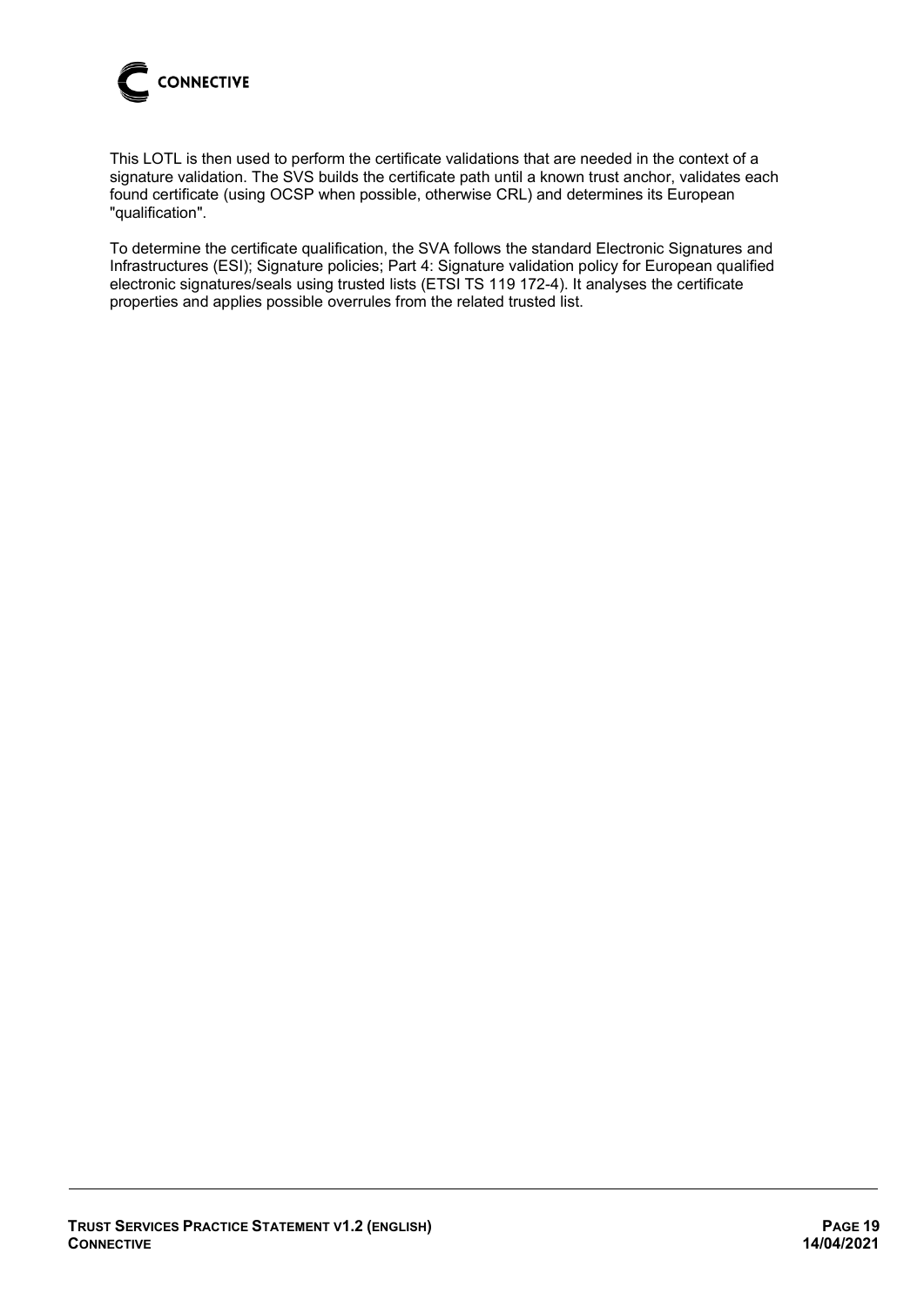This LOTL is then used to perform the certificate validations that are needed in the context of a signature validation. The SVS builds the certificate path until a known trust anchor, validates each found certificate (using OCSP when possible, otherwise CRL) and determines its European "qualification".

To determine the certificate qualification, the SVA follows the standard Electronic Signatures and Infrastructures (ESI); Signature policies; Part 4: Signature validation policy for European qualified electronic signatures/seals using trusted lists (ETSI TS 119 172-4). It analyses the certificate properties and applies possible overrules from the related trusted list.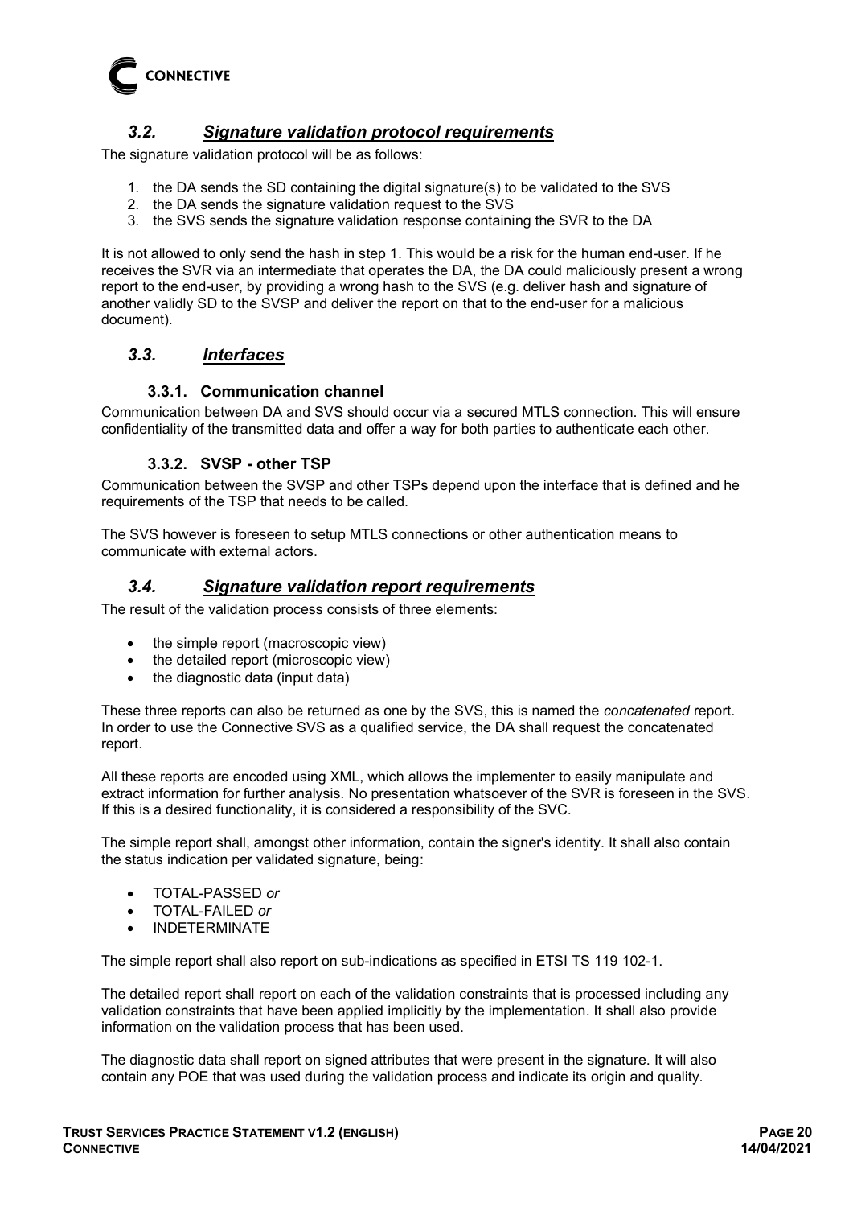## *3.2. Signature validation protocol requirements*

The signature validation protocol will be as follows:

1. the DA sends the SD containing the digital signature(s) to be validated to the SVS
2. the DA sends the signature validation request to the SVS
3. the SVS sends the signature validation response containing the SVR to the DA

It is not allowed to only send the hash in step 1. This would be a risk for the human end-user. If he receives the SVR via an intermediate that operates the DA, the DA could maliciously present a wrong report to the end-user, by providing a wrong hash to the SVS (e.g. deliver hash and signature of another validly SD to the SVSP and deliver the report on that to the end-user for a malicious document).

## *3.3. Interfaces*

### 3.3.1. Communication channel

Communication between DA and SVS should occur via a secured MTLS connection. This will ensure confidentiality of the transmitted data and offer a way for both parties to authenticate each other.

### 3.3.2. SVSP - other TSP

Communication between the SVSP and other TSPs depend upon the interface that is defined and he requirements of the TSP that needs to be called.

The SVS however is foreseen to setup MTLS connections or other authentication means to communicate with external actors.

## *3.4. Signature validation report requirements*

The result of the validation process consists of three elements:

- the simple report (macroscopic view)
- the detailed report (microscopic view)
- the diagnostic data (input data)

These three reports can also be returned as one by the SVS, this is named the *concatenated* report. In order to use the Connective SVS as a qualified service, the DA shall request the concatenated report.

All these reports are encoded using XML, which allows the implementer to easily manipulate and extract information for further analysis. No presentation whatsoever of the SVR is foreseen in the SVS. If this is a desired functionality, it is considered a responsibility of the SVC.

The simple report shall, amongst other information, contain the signer's identity. It shall also contain the status indication per validated signature, being:

- TOTAL-PASSED *or*
- TOTAL-FAILED *or*
- INDETERMINATE

The simple report shall also report on sub-indications as specified in ETSI TS 119 102-1.

The detailed report shall report on each of the validation constraints that is processed including any validation constraints that have been applied implicitly by the implementation. It shall also provide information on the validation process that has been used.

The diagnostic data shall report on signed attributes that were present in the signature. It will also contain any POE that was used during the validation process and indicate its origin and quality.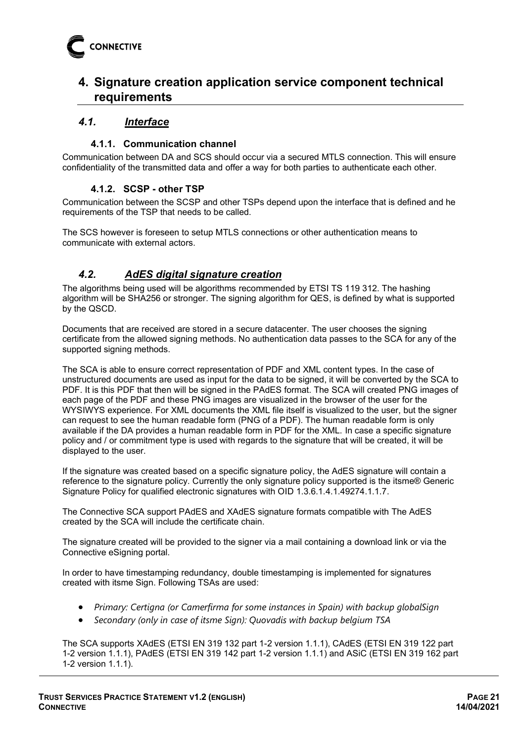# 4. Signature creation application service component technical requirements

## 4.1. Interface

### 4.1.1. Communication channel

Communication between DA and SCS should occur via a secured MTLS connection. This will ensure confidentiality of the transmitted data and offer a way for both parties to authenticate each other.

### 4.1.2. SCSP - other TSP

Communication between the SCSP and other TSPs depend upon the interface that is defined and he requirements of the TSP that needs to be called.

The SCS however is foreseen to setup MTLS connections or other authentication means to communicate with external actors.

## 4.2. AdES digital signature creation

The algorithms being used will be algorithms recommended by ETSI TS 119 312. The hashing algorithm will be SHA256 or stronger. The signing algorithm for QES, is defined by what is supported by the QSCD.

Documents that are received are stored in a secure datacenter. The user chooses the signing certificate from the allowed signing methods. No authentication data passes to the SCA for any of the supported signing methods.

The SCA is able to ensure correct representation of PDF and XML content types. In the case of unstructured documents are used as input for the data to be signed, it will be converted by the SCA to PDF. It is this PDF that then will be signed in the PAdES format. The SCA will created PNG images of each page of the PDF and these PNG images are visualized in the browser of the user for the WYSIWYS experience. For XML documents the XML file itself is visualized to the user, but the signer can request to see the human readable form (PNG of a PDF). The human readable form is only available if the DA provides a human readable form in PDF for the XML. In case a specific signature policy and / or commitment type is used with regards to the signature that will be created, it will be displayed to the user.

If the signature was created based on a specific signature policy, the AdES signature will contain a reference to the signature policy. Currently the only signature policy supported is the itsme® Generic Signature Policy for qualified electronic signatures with OID 1.3.6.1.4.1.49274.1.1.7.

The Connective SCA support PAdES and XAdES signature formats compatible with The AdES created by the SCA will include the certificate chain.

The signature created will be provided to the signer via a mail containing a download link or via the Connective eSigning portal.

In order to have timestamping redundancy, double timestamping is implemented for signatures created with itsme Sign. Following TSAs are used:

- *Primary: Certigna (or Camerfirma for some instances in Spain) with backup globalSign*
- *Secondary (only in case of itsme Sign): Quovadis with backup belgium TSA*

The SCA supports XAdES (ETSI EN 319 132 part 1-2 version 1.1.1), CAdES (ETSI EN 319 122 part 1-2 version 1.1.1), PAdES (ETSI EN 319 142 part 1-2 version 1.1.1) and ASiC (ETSI EN 319 162 part 1-2 version 1.1.1).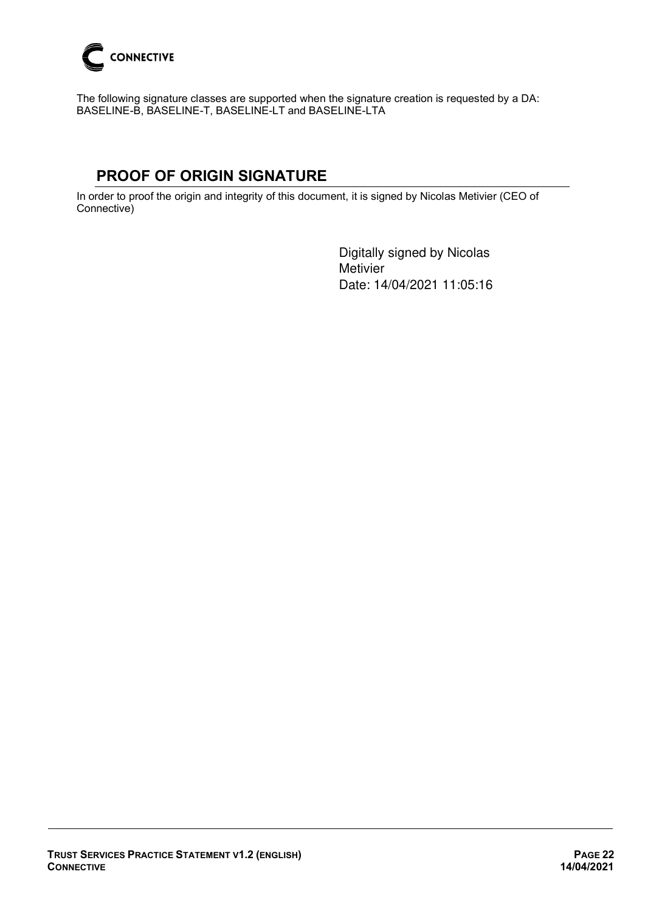The following signature classes are supported when the signature creation is requested by a DA: BASELINE-B, BASELINE-T, BASELINE-LT and BASELINE-LTA

## PROOF OF ORIGIN SIGNATURE

In order to proof the origin and integrity of this document, it is signed by Nicolas Metivier (CEO of Connective)

Digitally signed by Nicolas Metivier
Date: 14/04/2021 11:05:16